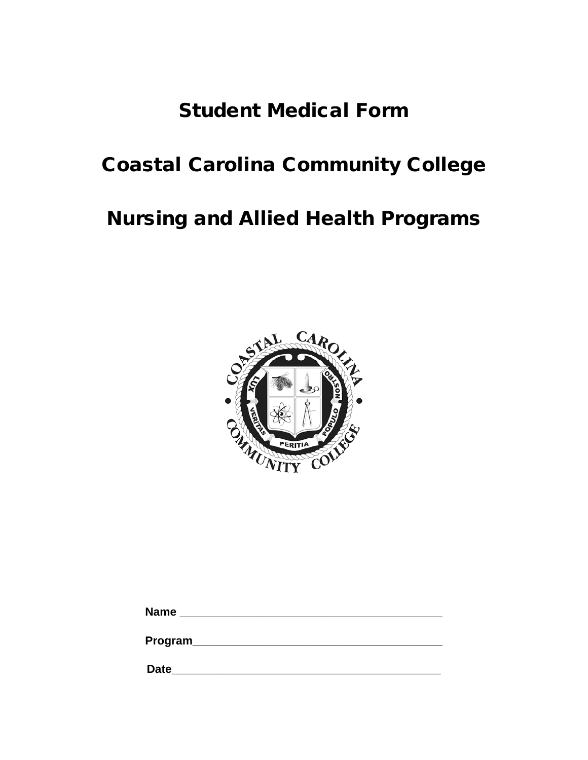# Student Medical Form

# Coastal Carolina Community College

# Nursing and Allied Health Programs

**Name** ____________________________________________

**Program**__________________________________________

**Date**_____________________________________________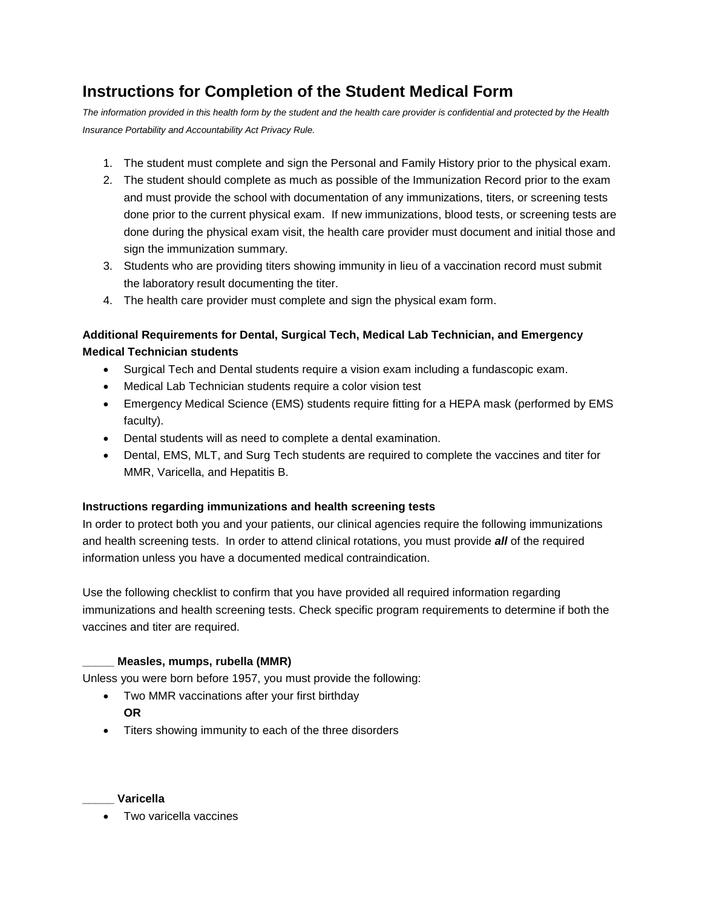# Instructions for Completion of the Student Medical Form

*The information provided in this health form by the student and the health care provider is confidential and protected by the Health Insurance Portability and Accountability Act Privacy Rule.*

1. The student must complete and sign the Personal and Family History prior to the physical exam.
2. The student should complete as much as possible of the Immunization Record prior to the exam and must provide the school with documentation of any immunizations, titers, or screening tests done prior to the current physical exam. If new immunizations, blood tests, or screening tests are done during the physical exam visit, the health care provider must document and initial those and sign the immunization summary.
3. Students who are providing titers showing immunity in lieu of a vaccination record must submit the laboratory result documenting the titer.
4. The health care provider must complete and sign the physical exam form.

**Additional Requirements for Dental, Surgical Tech, Medical Lab Technician, and Emergency Medical Technician students**

- Surgical Tech and Dental students require a vision exam including a fundascopic exam.
- Medical Lab Technician students require a color vision test
- Emergency Medical Science (EMS) students require fitting for a HEPA mask (performed by EMS faculty).
- Dental students will as need to complete a dental examination.
- Dental, EMS, MLT, and Surg Tech students are required to complete the vaccines and titer for MMR, Varicella, and Hepatitis B.

**Instructions regarding immunizations and health screening tests**

In order to protect both you and your patients, our clinical agencies require the following immunizations and health screening tests. In order to attend clinical rotations, you must provide ***all*** of the required information unless you have a documented medical contraindication.

Use the following checklist to confirm that you have provided all required information regarding immunizations and health screening tests. Check specific program requirements to determine if both the vaccines and titer are required.

**_____ Measles, mumps, rubella (MMR)**

Unless you were born before 1957, you must provide the following:

- Two MMR vaccinations after your first birthday
  **OR**
- Titers showing immunity to each of the three disorders

**_____ Varicella**

- Two varicella vaccines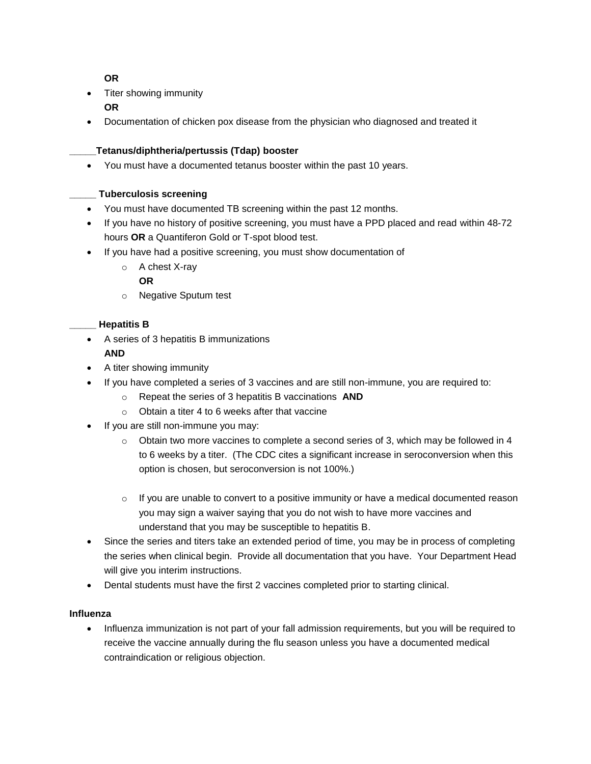**OR**

- Titer showing immunity
  **OR**
- Documentation of chicken pox disease from the physician who diagnosed and treated it

_____**Tetanus/diphtheria/pertussis (Tdap) booster**

- You must have a documented tetanus booster within the past 10 years.

_____ **Tuberculosis screening**

- You must have documented TB screening within the past 12 months.
- If you have no history of positive screening, you must have a PPD placed and read within 48-72 hours **OR** a Quantiferon Gold or T-spot blood test.
- If you have had a positive screening, you must show documentation of
  - A chest X-ray
    **OR**
  - Negative Sputum test

_____ **Hepatitis B**

- A series of 3 hepatitis B immunizations
  **AND**
- A titer showing immunity
- If you have completed a series of 3 vaccines and are still non-immune, you are required to:
  - Repeat the series of 3 hepatitis B vaccinations **AND**
  - Obtain a titer 4 to 6 weeks after that vaccine
- If you are still non-immune you may:
  - Obtain two more vaccines to complete a second series of 3, which may be followed in 4 to 6 weeks by a titer. (The CDC cites a significant increase in seroconversion when this option is chosen, but seroconversion is not 100%.)
  - If you are unable to convert to a positive immunity or have a medical documented reason you may sign a waiver saying that you do not wish to have more vaccines and understand that you may be susceptible to hepatitis B.
- Since the series and titers take an extended period of time, you may be in process of completing the series when clinical begin. Provide all documentation that you have. Your Department Head will give you interim instructions.
- Dental students must have the first 2 vaccines completed prior to starting clinical.

**Influenza**

- Influenza immunization is not part of your fall admission requirements, but you will be required to receive the vaccine annually during the flu season unless you have a documented medical contraindication or religious objection.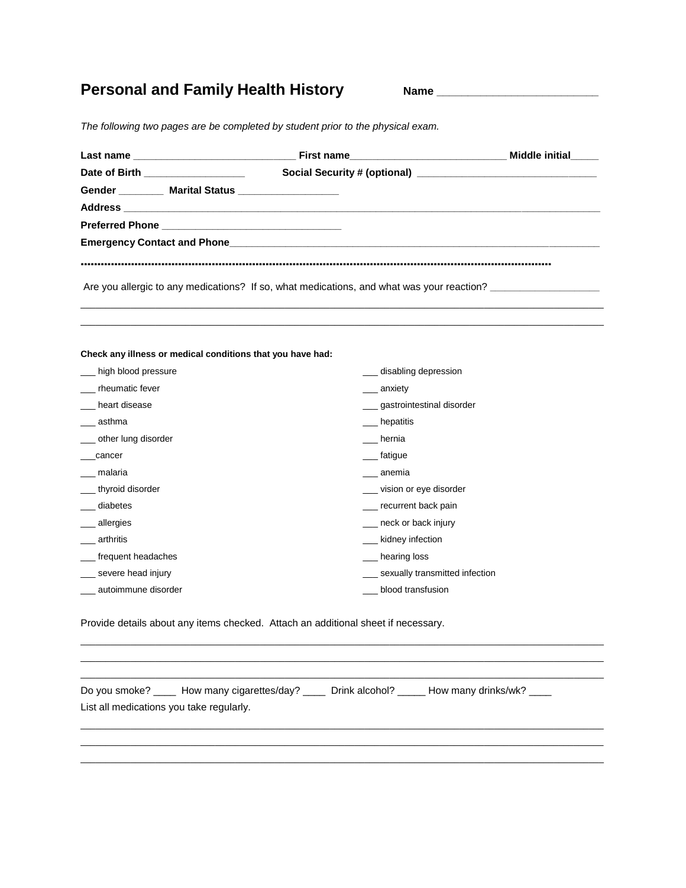# Personal and Family Health History

**Name** ___________________________

*The following two pages are be completed by student prior to the physical exam.*

**Last name** ____________________________ **First name**___________________________ **Middle initial**_____

**Date of Birth** __________________ **Social Security # (optional)** ________________________________

**Gender** ________ **Marital Status** __________________

**Address** ____________________________________________________________________________________

**Preferred Phone** _______________________________

**Emergency Contact and Phone**___________________________________________________________________

..............................................................................................................................................

Are you allergic to any medications? If so, what medications, and what was your reaction? ___________________

______________________________________________________________________________________________

______________________________________________________________________________________________

**Check any illness or medical conditions that you have had:**

___ high blood pressure

___ rheumatic fever

___ heart disease

___ asthma

___ other lung disorder

___cancer

___ malaria

___ thyroid disorder

___ diabetes

___ allergies

___ arthritis

___ frequent headaches

___ severe head injury

___ autoimmune disorder

___ disabling depression

___ anxiety

___ gastrointestinal disorder

___ hepatitis

___ hernia

___ fatigue

___ anemia

___ vision or eye disorder

___ recurrent back pain

___ neck or back injury

___ kidney infection

___ hearing loss

___ sexually transmitted infection

___ blood transfusion

Provide details about any items checked. Attach an additional sheet if necessary.

______________________________________________________________________________________________

______________________________________________________________________________________________

______________________________________________________________________________________________

Do you smoke? ____ How many cigarettes/day? ____ Drink alcohol? _____ How many drinks/wk? ____

List all medications you take regularly.

______________________________________________________________________________________________

______________________________________________________________________________________________

______________________________________________________________________________________________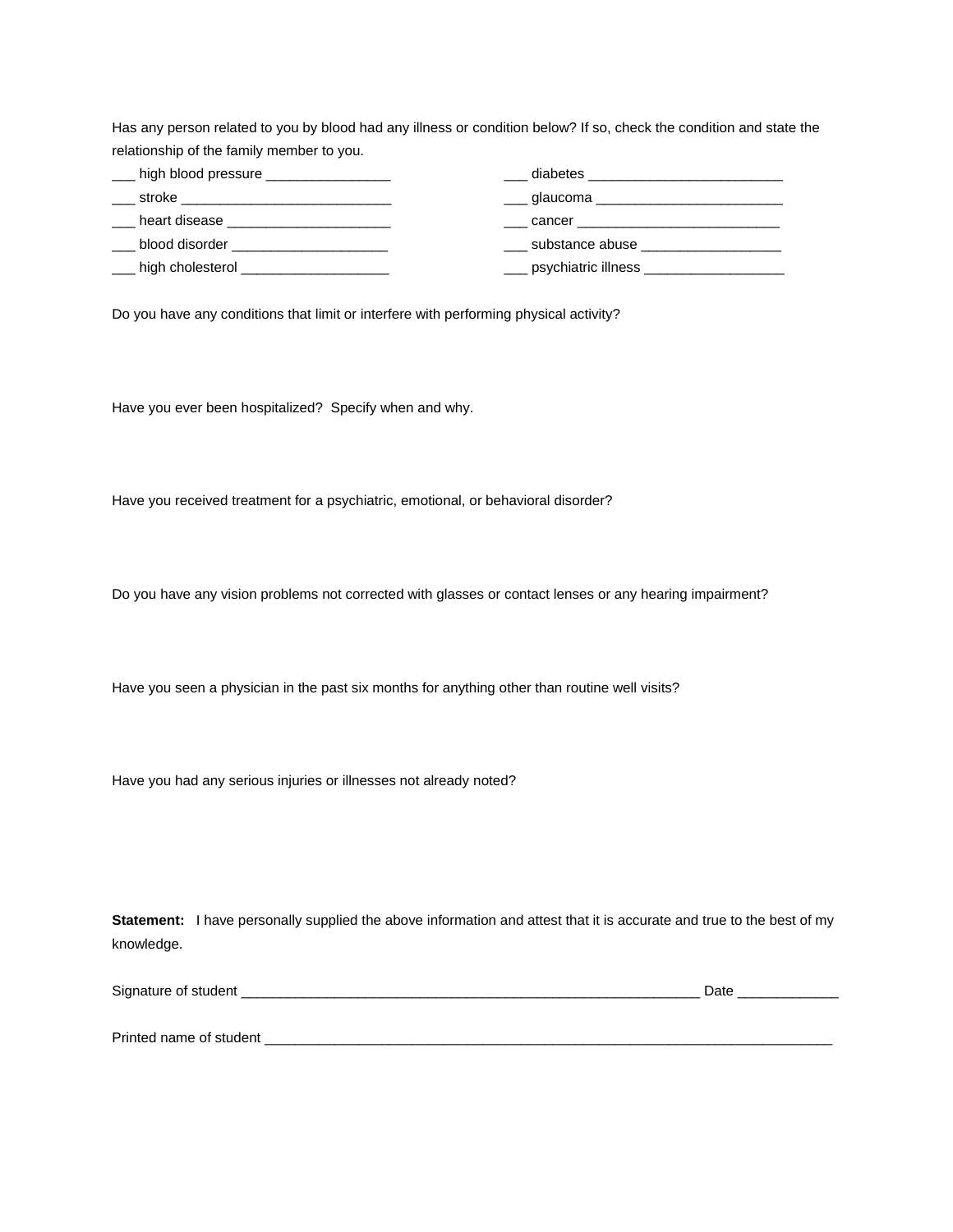Has any person related to you by blood had any illness or condition below? If so, check the condition and state the relationship of the family member to you.

___ high blood pressure ________________

___ stroke ___________________________

___ heart disease _____________________

___ blood disorder ____________________

___ high cholesterol ___________________

___ diabetes _________________________

___ glaucoma ________________________

___ cancer __________________________

___ substance abuse __________________

___ psychiatric illness __________________

Do you have any conditions that limit or interfere with performing physical activity?

Have you ever been hospitalized? Specify when and why.

Have you received treatment for a psychiatric, emotional, or behavioral disorder?

Do you have any vision problems not corrected with glasses or contact lenses or any hearing impairment?

Have you seen a physician in the past six months for anything other than routine well visits?

Have you had any serious injuries or illnesses not already noted?

**Statement:** I have personally supplied the above information and attest that it is accurate and true to the best of my knowledge.

Signature of student _____________________________________________________________ Date _____________

Printed name of student ____________________________________________________________________________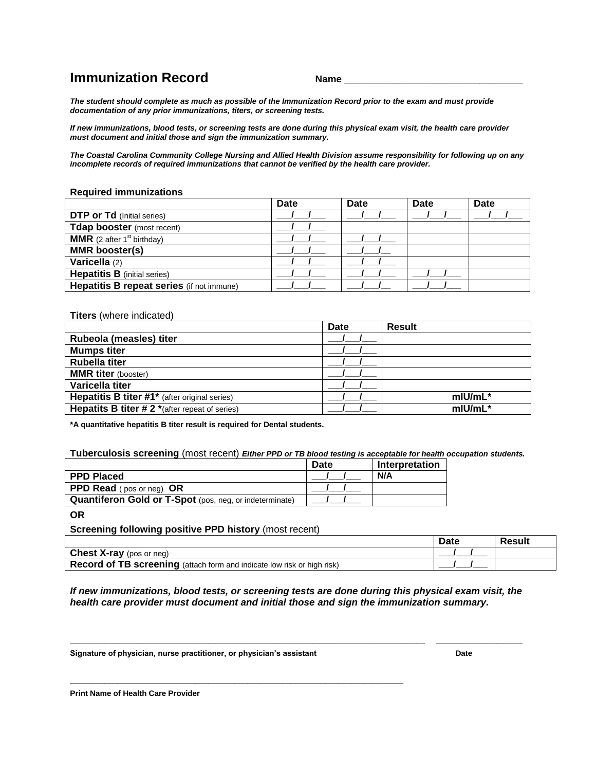# Immunization Record

**Name** ________________________________

***The student should complete as much as possible of the Immunization Record prior to the exam and must provide documentation of any prior immunizations, titers, or screening tests.***

***If new immunizations, blood tests, or screening tests are done during this physical exam visit, the health care provider must document and initial those and sign the immunization summary.***

***The Coastal Carolina Community College Nursing and Allied Health Division assume responsibility for following up on any incomplete records of required immunizations that cannot be verified by the health care provider.***

**Required immunizations**

| | Date | Date | Date | Date |
|---|---|---|---|---|
| **DTP or Td** (Initial series) | ___/___/___ | ___/___/___ | ___/___/___ | ___/___/___ |
| **Tdap booster** (most recent) | ___/___/___ | | | |
| **MMR** (2 after 1st birthday) | ___/___/___ | ___/___/___ | | |
| **MMR booster(s)** | ___/___/___ | ___/___/__ | | |
| **Varicella** (2) | ___/___/___ | ___/___/___ | | |
| **Hepatitis B** (initial series) | ___/___/___ | ___/___/___ | ___/___/___ | |
| **Hepatitis B repeat series** (if not immune) | ___/___/___ | ___/___/__ | ___/___/___ | |

**Titers** (where indicated)

| | Date | Result |
|---|---|---|
| **Rubeola (measles) titer** | ___/___/___ | |
| **Mumps titer** | ___/___/___ | |
| **Rubella titer** | ___/___/___ | |
| **MMR titer** (booster) | ___/___/___ | |
| **Varicella titer** | ___/___/___ | |
| **Hepatitis B titer #1*** (after original series) | ___/___/___ | **mIU/mL*** |
| **Hepatits B titer # 2 ***(after repeat of series) | ___/___/___ | **mIU/mL*** |

***A quantitative hepatitis B titer result is required for Dental students.**

**Tuberculosis screening** (most recent) ***Either PPD or TB blood testing is acceptable for health occupation students.***

| | Date | Interpretation |
|---|---|---|
| **PPD Placed** | ___/___/___ | **N/A** |
| **PPD Read** ( pos or neg) **OR** | ___/___/___ | |
| **Quantiferon Gold or T-Spot** (pos, neg, or indeterminate) | ___/___/___ | |

**OR**

**Screening following positive PPD history** (most recent)

| | Date | Result |
|---|---|---|
| **Chest X-ray** (pos or neg) | ___/___/___ | |
| **Record of TB screening** (attach form and indicate low risk or high risk) | ___/___/___ | |

***If new immunizations, blood tests, or screening tests are done during this physical exam visit, the health care provider must document and initial those and sign the immunization summary.***

_______________________________________________________________ ____________________

**Signature of physician, nurse practitioner, or physician's assistant** **Date**

_______________________________________________________________

**Print Name of Health Care Provider**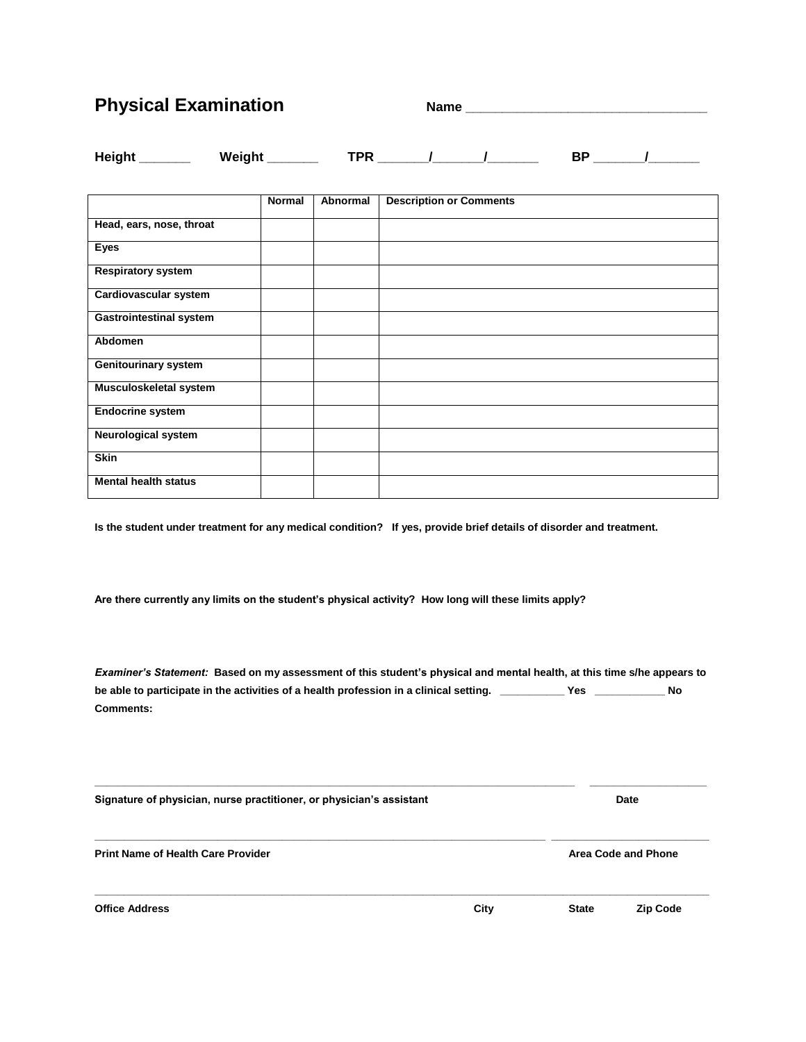# Physical Examination

**Name** ________________________________

**Height** _______ **Weight** _______ **TPR** _______/_______/_______ **BP** _______/_______

| | Normal | Abnormal | Description or Comments |
|---|---|---|---|
| **Head, ears, nose, throat** | | | |
| **Eyes** | | | |
| **Respiratory system** | | | |
| **Cardiovascular system** | | | |
| **Gastrointestinal system** | | | |
| **Abdomen** | | | |
| **Genitourinary system** | | | |
| **Musculoskeletal system** | | | |
| **Endocrine system** | | | |
| **Neurological system** | | | |
| **Skin** | | | |
| **Mental health status** | | | |

**Is the student under treatment for any medical condition? If yes, provide brief details of disorder and treatment.**

**Are there currently any limits on the student's physical activity? How long will these limits apply?**

***Examiner's Statement:*** **Based on my assessment of this student's physical and mental health, at this time s/he appears to be able to participate in the activities of a health profession in a clinical setting.** ___________ **Yes** ____________ **No**

**Comments:**

_______________________________________________________________ ___________________

**Signature of physician, nurse practitioner, or physician's assistant** **Date**

_______________________________________________________________ ___________________

**Print Name of Health Care Provider** **Area Code and Phone**

_______________________________________________________________________________

**Office Address** **City** **State** **Zip Code**